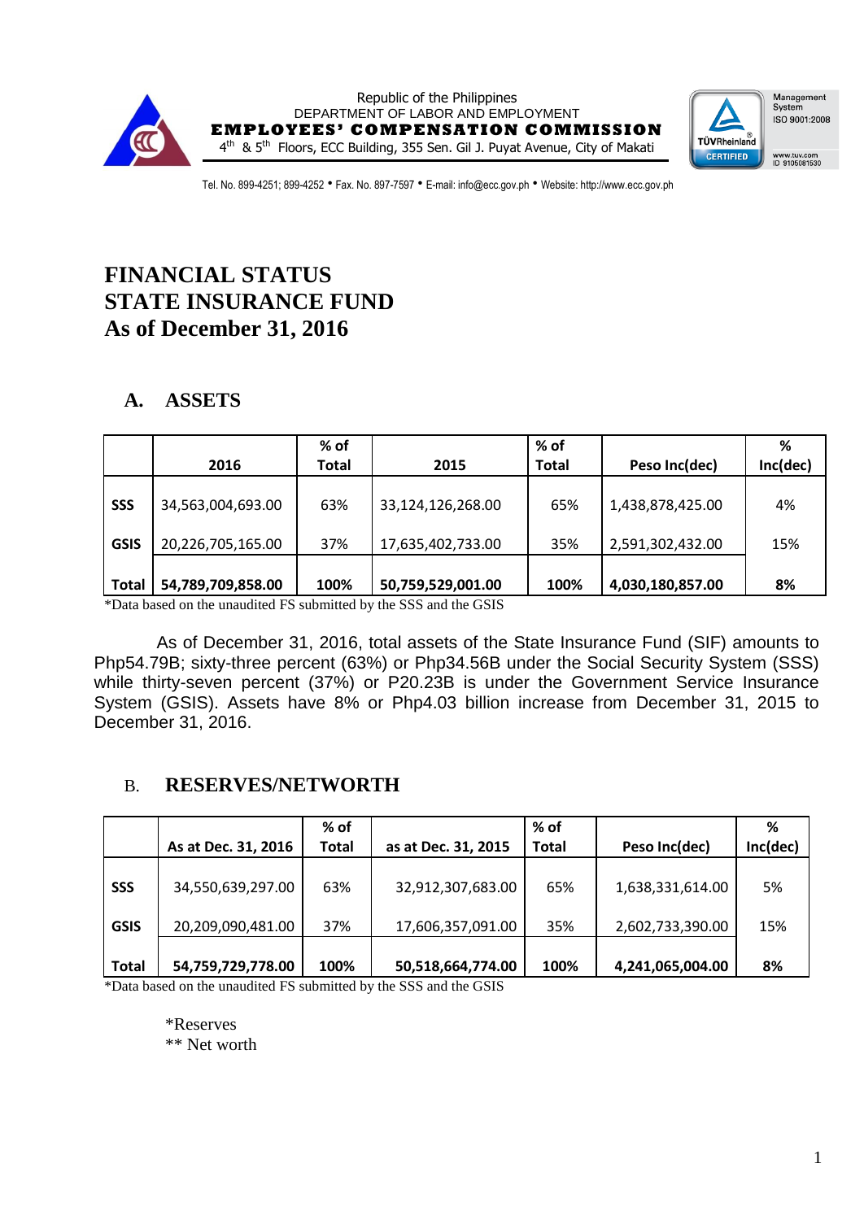Republic of the Philippines
DEPARTMENT OF LABOR AND EMPLOYMENT
**EMPLOYEES' COMPENSATION COMMISSION**
4th & 5th Floors, ECC Building, 355 Sen. Gil J. Puyat Avenue, City of Makati

Tel. No. 899-4251; 899-4252 • Fax. No. 897-7597 • E-mail: info@ecc.gov.ph • Website: http://www.ecc.gov.ph

# FINANCIAL STATUS
# STATE INSURANCE FUND
# As of December 31, 2016

## A. ASSETS

| | 2016 | % of Total | 2015 | % of Total | Peso Inc(dec) | % Inc(dec) |
|---|---|---|---|---|---|---|
| SSS | 34,563,004,693.00 | 63% | 33,124,126,268.00 | 65% | 1,438,878,425.00 | 4% |
| GSIS | 20,226,705,165.00 | 37% | 17,635,402,733.00 | 35% | 2,591,302,432.00 | 15% |
| **Total** | **54,789,709,858.00** | **100%** | **50,759,529,001.00** | **100%** | **4,030,180,857.00** | **8%** |

*Data based on the unaudited FS submitted by the SSS and the GSIS

As of December 31, 2016, total assets of the State Insurance Fund (SIF) amounts to Php54.79B; sixty-three percent (63%) or Php34.56B under the Social Security System (SSS) while thirty-seven percent (37%) or P20.23B is under the Government Service Insurance System (GSIS). Assets have 8% or Php4.03 billion increase from December 31, 2015 to December 31, 2016.

## B. RESERVES/NETWORTH

| | As at Dec. 31, 2016 | % of Total | as at Dec. 31, 2015 | % of Total | Peso Inc(dec) | % Inc(dec) |
|---|---|---|---|---|---|---|
| SSS | 34,550,639,297.00 | 63% | 32,912,307,683.00 | 65% | 1,638,331,614.00 | 5% |
| GSIS | 20,209,090,481.00 | 37% | 17,606,357,091.00 | 35% | 2,602,733,390.00 | 15% |
| **Total** | **54,759,729,778.00** | **100%** | **50,518,664,774.00** | **100%** | **4,241,065,004.00** | **8%** |

*Data based on the unaudited FS submitted by the SSS and the GSIS

*Reserves
** Net worth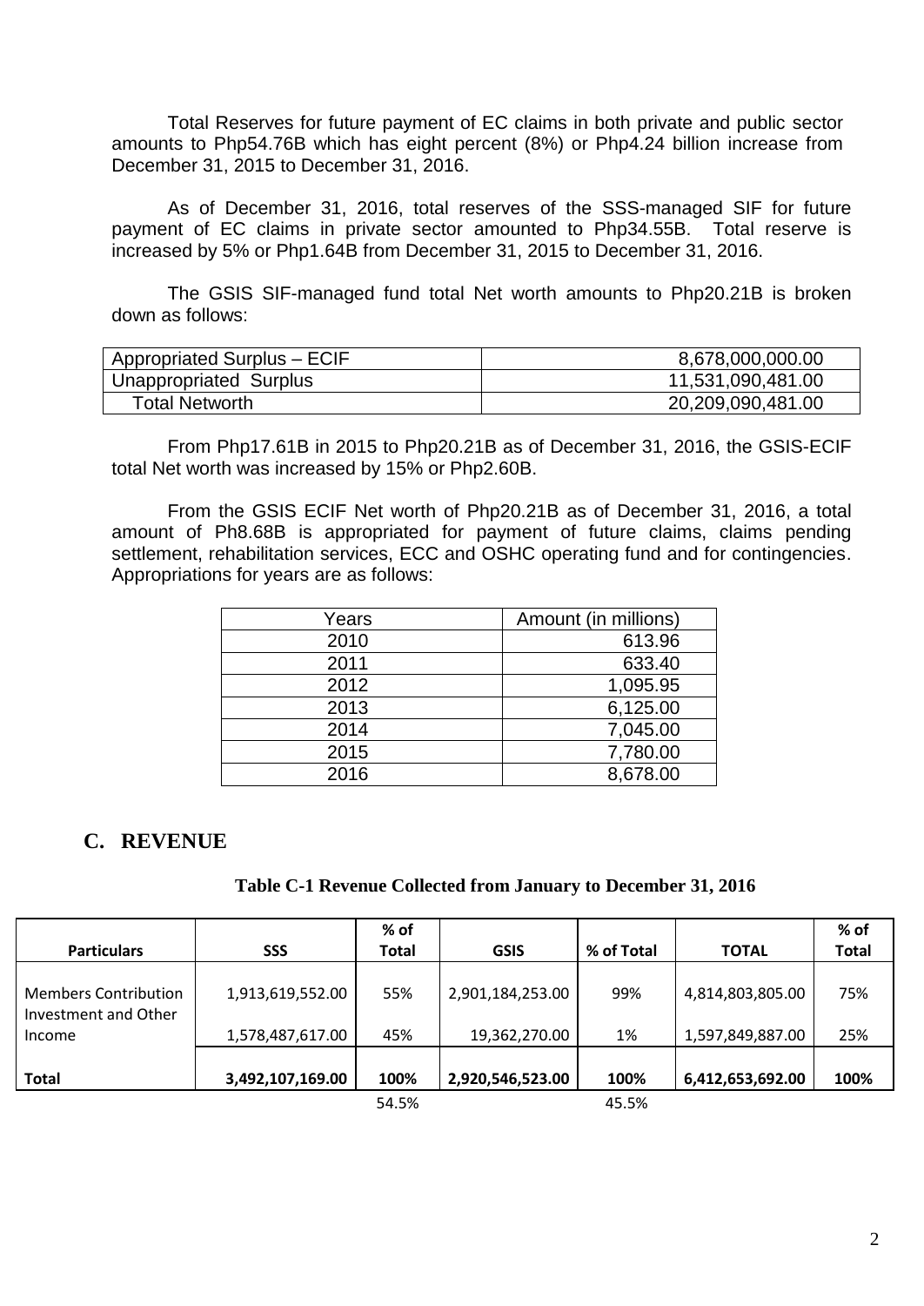Total Reserves for future payment of EC claims in both private and public sector amounts to Php54.76B which has eight percent (8%) or Php4.24 billion increase from December 31, 2015 to December 31, 2016.

As of December 31, 2016, total reserves of the SSS-managed SIF for future payment of EC claims in private sector amounted to Php34.55B. Total reserve is increased by 5% or Php1.64B from December 31, 2015 to December 31, 2016.

The GSIS SIF-managed fund total Net worth amounts to Php20.21B is broken down as follows:

| | |
|---|---:|
| Appropriated Surplus – ECIF | 8,678,000,000.00 |
| Unappropriated Surplus | 11,531,090,481.00 |
| Total Networth | 20,209,090,481.00 |

From Php17.61B in 2015 to Php20.21B as of December 31, 2016, the GSIS-ECIF total Net worth was increased by 15% or Php2.60B.

From the GSIS ECIF Net worth of Php20.21B as of December 31, 2016, a total amount of Ph8.68B is appropriated for payment of future claims, claims pending settlement, rehabilitation services, ECC and OSHC operating fund and for contingencies. Appropriations for years are as follows:

| Years | Amount (in millions) |
|---|---:|
| 2010 | 613.96 |
| 2011 | 633.40 |
| 2012 | 1,095.95 |
| 2013 | 6,125.00 |
| 2014 | 7,045.00 |
| 2015 | 7,780.00 |
| 2016 | 8,678.00 |

## C. REVENUE

**Table C-1 Revenue Collected from January to December 31, 2016**

| Particulars | SSS | % of Total | GSIS | % of Total | TOTAL | % of Total |
|---|---:|---:|---:|---:|---:|---:|
| Members Contribution | 1,913,619,552.00 | 55% | 2,901,184,253.00 | 99% | 4,814,803,805.00 | 75% |
| Investment and Other Income | 1,578,487,617.00 | 45% | 19,362,270.00 | 1% | 1,597,849,887.00 | 25% |
| **Total** | **3,492,107,169.00** | **100%** | **2,920,546,523.00** | **100%** | **6,412,653,692.00** | **100%** |
| | | 54.5% | | 45.5% | | |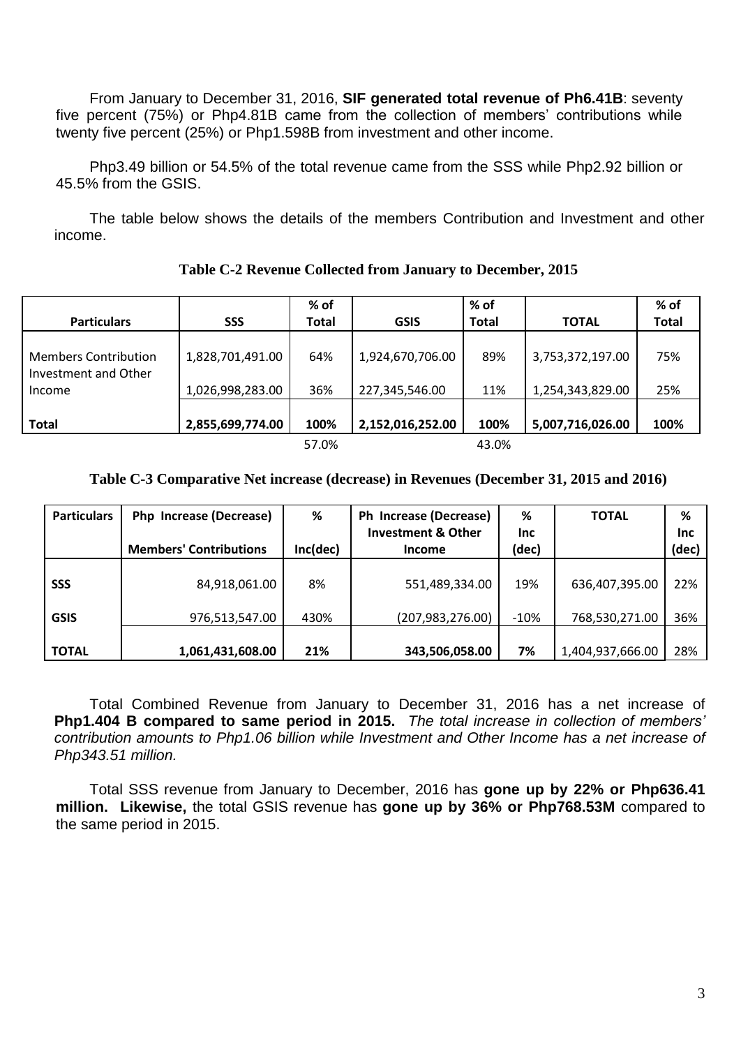From January to December 31, 2016, **SIF generated total revenue of Ph6.41B**: seventy five percent (75%) or Php4.81B came from the collection of members' contributions while twenty five percent (25%) or Php1.598B from investment and other income.

Php3.49 billion or 54.5% of the total revenue came from the SSS while Php2.92 billion or 45.5% from the GSIS.

The table below shows the details of the members Contribution and Investment and other income.

**Table C-2 Revenue Collected from January to December, 2015**

| Particulars | SSS | % of Total | GSIS | % of Total | TOTAL | % of Total |
|---|---|---|---|---|---|---|
| Members Contribution | 1,828,701,491.00 | 64% | 1,924,670,706.00 | 89% | 3,753,372,197.00 | 75% |
| Investment and Other Income | 1,026,998,283.00 | 36% | 227,345,546.00 | 11% | 1,254,343,829.00 | 25% |
| **Total** | **2,855,699,774.00** | **100%** | **2,152,016,252.00** | **100%** | **5,007,716,026.00** | **100%** |
| | | 57.0% | | 43.0% | | |

**Table C-3 Comparative Net increase (decrease) in Revenues (December 31, 2015 and 2016)**

| Particulars | Php Increase (Decrease) Members' Contributions | % Inc(dec) | Ph Increase (Decrease) Investment & Other Income | % Inc (dec) | TOTAL | % Inc (dec) |
|---|---|---|---|---|---|---|
| **SSS** | 84,918,061.00 | 8% | 551,489,334.00 | 19% | 636,407,395.00 | 22% |
| **GSIS** | 976,513,547.00 | 430% | (207,983,276.00) | -10% | 768,530,271.00 | 36% |
| **TOTAL** | **1,061,431,608.00** | **21%** | **343,506,058.00** | **7%** | 1,404,937,666.00 | 28% |

Total Combined Revenue from January to December 31, 2016 has a net increase of **Php1.404 B compared to same period in 2015.** *The total increase in collection of members' contribution amounts to Php1.06 billion while Investment and Other Income has a net increase of Php343.51 million.*

Total SSS revenue from January to December, 2016 has **gone up by 22% or Php636.41 million. Likewise,** the total GSIS revenue has **gone up by 36% or Php768.53M** compared to the same period in 2015.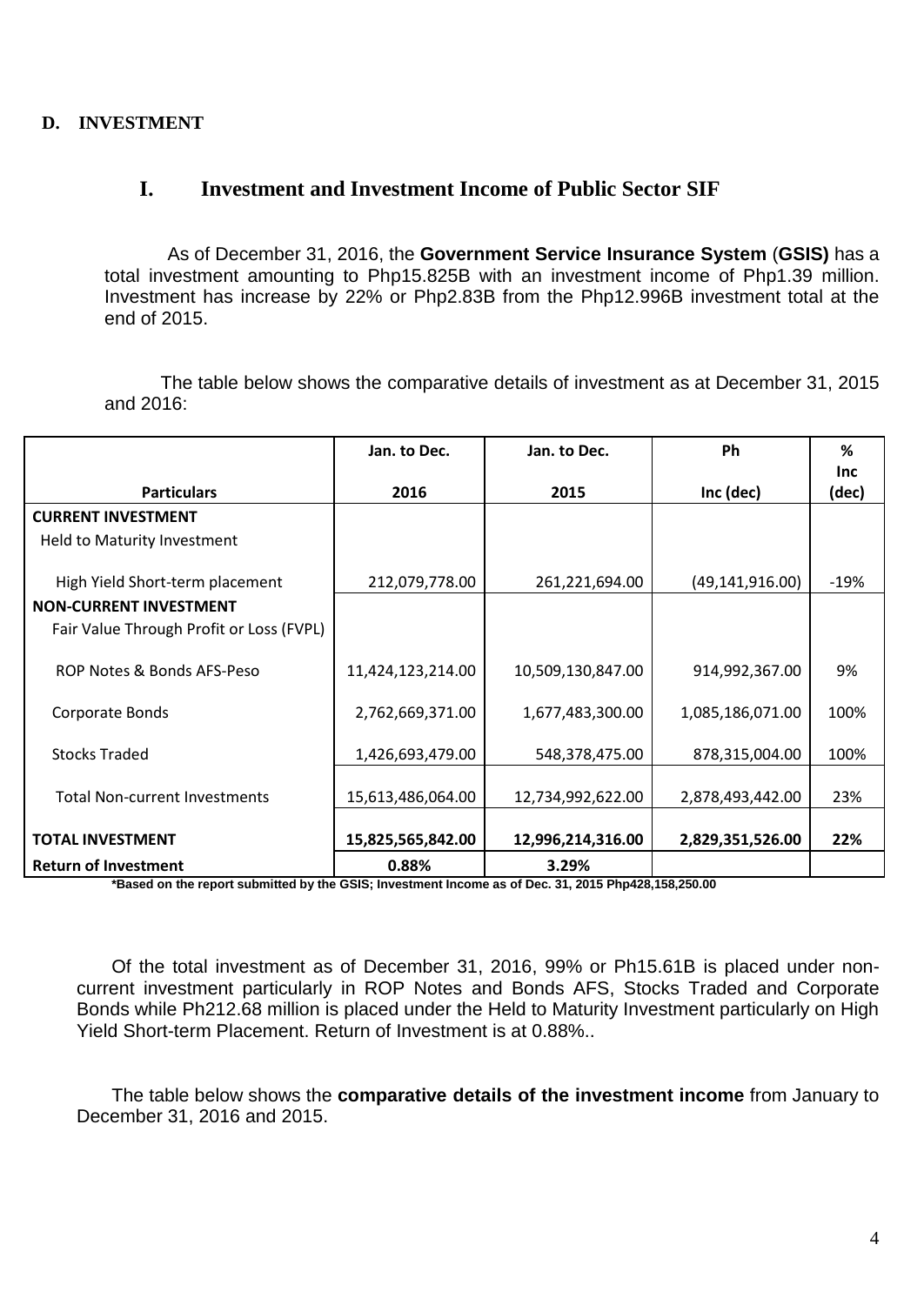**D. INVESTMENT**

## I. Investment and Investment Income of Public Sector SIF

As of December 31, 2016, the **Government Service Insurance System** (**GSIS)** has a total investment amounting to Php15.825B with an investment income of Php1.39 million. Investment has increase by 22% or Php2.83B from the Php12.996B investment total at the end of 2015.

The table below shows the comparative details of investment as at December 31, 2015 and 2016:

| Particulars | Jan. to Dec. 2016 | Jan. to Dec. 2015 | Ph Inc (dec) | % Inc (dec) |
|---|---|---|---|---|
| **CURRENT INVESTMENT** | | | | |
| Held to Maturity Investment | | | | |
| High Yield Short-term placement | 212,079,778.00 | 261,221,694.00 | (49,141,916.00) | -19% |
| **NON-CURRENT INVESTMENT** | | | | |
| Fair Value Through Profit or Loss (FVPL) | | | | |
| ROP Notes & Bonds AFS-Peso | 11,424,123,214.00 | 10,509,130,847.00 | 914,992,367.00 | 9% |
| Corporate Bonds | 2,762,669,371.00 | 1,677,483,300.00 | 1,085,186,071.00 | 100% |
| Stocks Traded | 1,426,693,479.00 | 548,378,475.00 | 878,315,004.00 | 100% |
| Total Non-current Investments | 15,613,486,064.00 | 12,734,992,622.00 | 2,878,493,442.00 | 23% |
| **TOTAL INVESTMENT** | **15,825,565,842.00** | **12,996,214,316.00** | **2,829,351,526.00** | **22%** |
| **Return of Investment** | **0.88%** | **3.29%** | | |

**\*Based on the report submitted by the GSIS; Investment Income as of Dec. 31, 2015 Php428,158,250.00**

Of the total investment as of December 31, 2016, 99% or Ph15.61B is placed under non-current investment particularly in ROP Notes and Bonds AFS, Stocks Traded and Corporate Bonds while Ph212.68 million is placed under the Held to Maturity Investment particularly on High Yield Short-term Placement. Return of Investment is at 0.88%..

The table below shows the **comparative details of the investment income** from January to December 31, 2016 and 2015.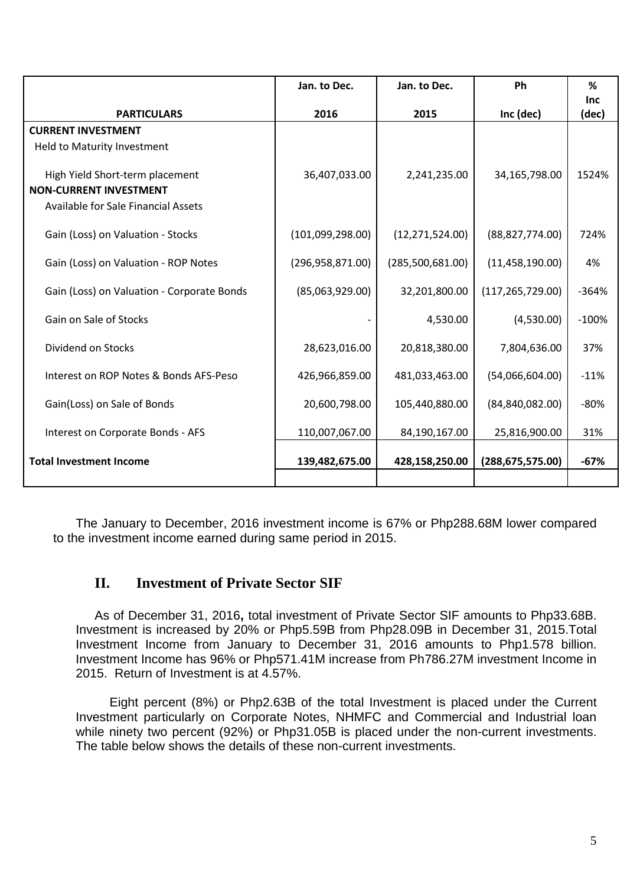| PARTICULARS | Jan. to Dec. 2016 | Jan. to Dec. 2015 | Ph Inc (dec) | % Inc (dec) |
|---|---|---|---|---|
| **CURRENT INVESTMENT** | | | | |
| Held to Maturity Investment | | | | |
| High Yield Short-term placement | 36,407,033.00 | 2,241,235.00 | 34,165,798.00 | 1524% |
| **NON-CURRENT INVESTMENT** | | | | |
| Available for Sale Financial Assets | | | | |
| Gain (Loss) on Valuation - Stocks | (101,099,298.00) | (12,271,524.00) | (88,827,774.00) | 724% |
| Gain (Loss) on Valuation - ROP Notes | (296,958,871.00) | (285,500,681.00) | (11,458,190.00) | 4% |
| Gain (Loss) on Valuation - Corporate Bonds | (85,063,929.00) | 32,201,800.00 | (117,265,729.00) | -364% |
| Gain on Sale of Stocks | - | 4,530.00 | (4,530.00) | -100% |
| Dividend on Stocks | 28,623,016.00 | 20,818,380.00 | 7,804,636.00 | 37% |
| Interest on ROP Notes & Bonds AFS-Peso | 426,966,859.00 | 481,033,463.00 | (54,066,604.00) | -11% |
| Gain(Loss) on Sale of Bonds | 20,600,798.00 | 105,440,880.00 | (84,840,082.00) | -80% |
| Interest on Corporate Bonds - AFS | 110,007,067.00 | 84,190,167.00 | 25,816,900.00 | 31% |
| **Total Investment Income** | **139,482,675.00** | **428,158,250.00** | **(288,675,575.00)** | **-67%** |

The January to December, 2016 investment income is 67% or Php288.68M lower compared to the investment income earned during same period in 2015.

## II. Investment of Private Sector SIF

As of December 31, 2016**,** total investment of Private Sector SIF amounts to Php33.68B. Investment is increased by 20% or Php5.59B from Php28.09B in December 31, 2015.Total Investment Income from January to December 31, 2016 amounts to Php1.578 billion. Investment Income has 96% or Php571.41M increase from Ph786.27M investment Income in 2015. Return of Investment is at 4.57%.

Eight percent (8%) or Php2.63B of the total Investment is placed under the Current Investment particularly on Corporate Notes, NHMFC and Commercial and Industrial loan while ninety two percent (92%) or Php31.05B is placed under the non-current investments. The table below shows the details of these non-current investments.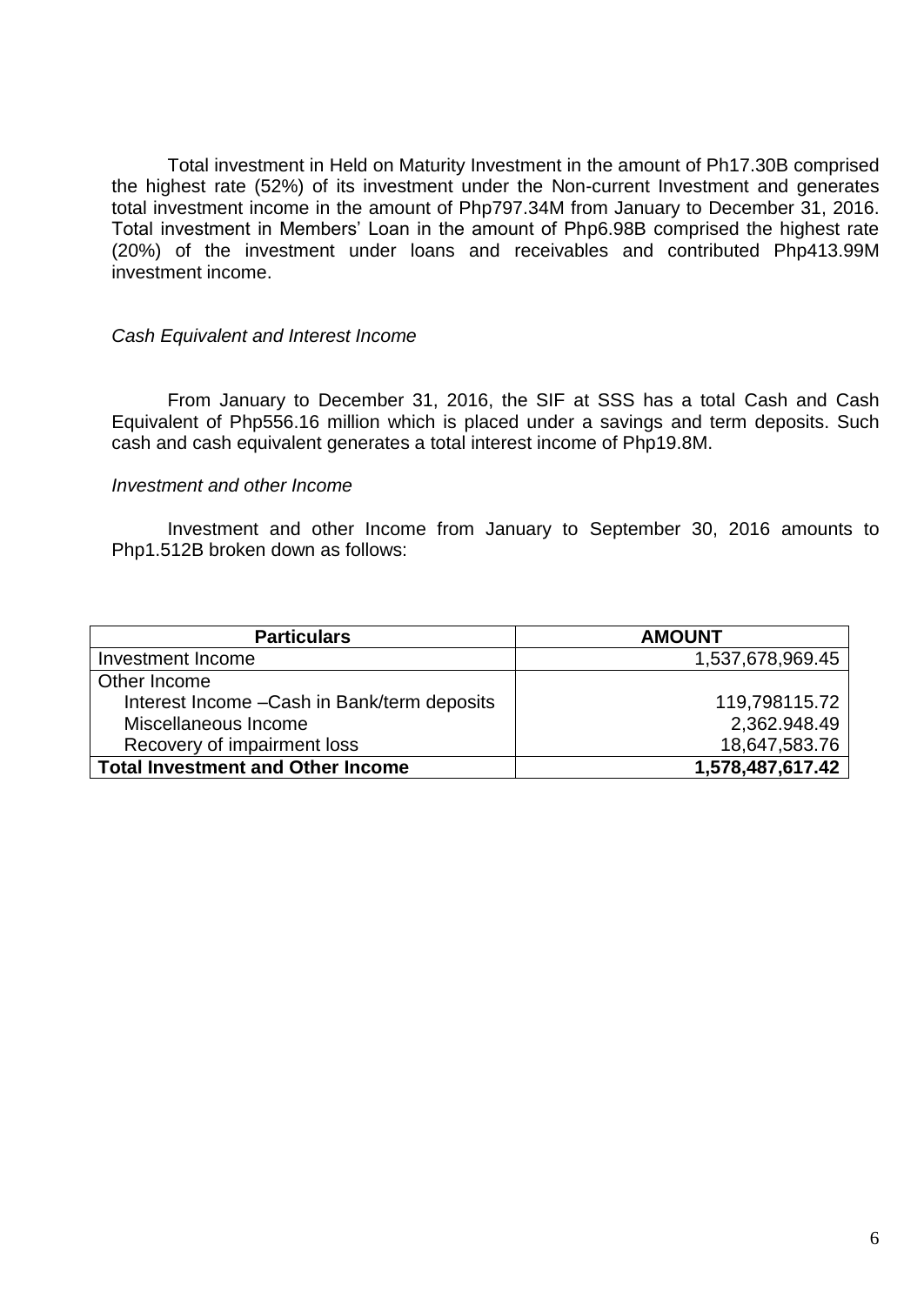Total investment in Held on Maturity Investment in the amount of Ph17.30B comprised the highest rate (52%) of its investment under the Non-current Investment and generates total investment income in the amount of Php797.34M from January to December 31, 2016. Total investment in Members' Loan in the amount of Php6.98B comprised the highest rate (20%) of the investment under loans and receivables and contributed Php413.99M investment income.

*Cash Equivalent and Interest Income*

From January to December 31, 2016, the SIF at SSS has a total Cash and Cash Equivalent of Php556.16 million which is placed under a savings and term deposits. Such cash and cash equivalent generates a total interest income of Php19.8M.

*Investment and other Income*

Investment and other Income from January to September 30, 2016 amounts to Php1.512B broken down as follows:

| Particulars | AMOUNT |
|---|---|
| Investment Income | 1,537,678,969.45 |
| Other Income | |
| Interest Income –Cash in Bank/term deposits | 119,798115.72 |
| Miscellaneous Income | 2,362.948.49 |
| Recovery of impairment loss | 18,647,583.76 |
| **Total Investment and Other Income** | **1,578,487,617.42** |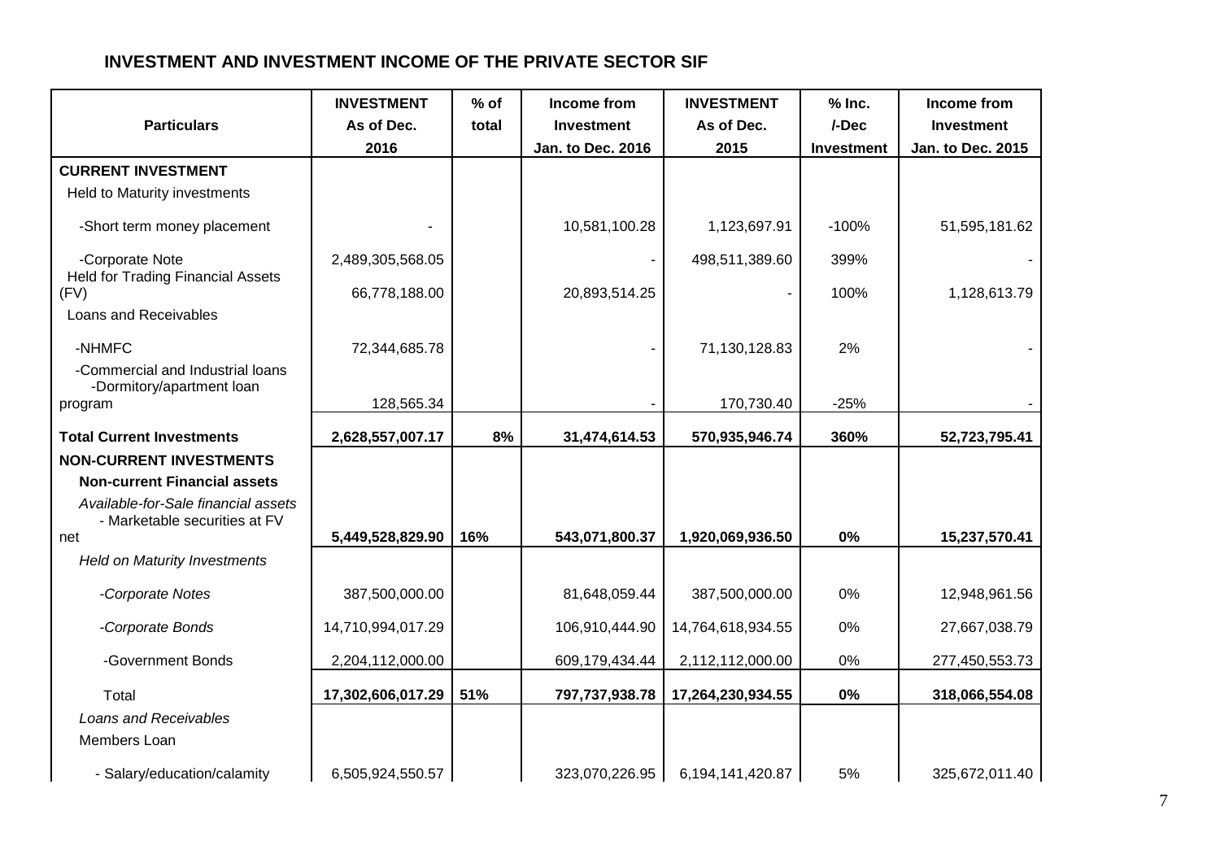## INVESTMENT AND INVESTMENT INCOME OF THE PRIVATE SECTOR SIF

| Particulars | INVESTMENT As of Dec. 2016 | % of total | Income from Investment Jan. to Dec. 2016 | INVESTMENT As of Dec. 2015 | % Inc. /-Dec Investment | Income from Investment Jan. to Dec. 2015 |
|---|---|---|---|---|---|---|
| **CURRENT INVESTMENT** | | | | | | |
| Held to Maturity investments | | | | | | |
| -Short term money placement | - | | 10,581,100.28 | 1,123,697.91 | -100% | 51,595,181.62 |
| -Corporate Note | 2,489,305,568.05 | | - | 498,511,389.60 | 399% | - |
| Held for Trading Financial Assets (FV) | 66,778,188.00 | | 20,893,514.25 | - | 100% | 1,128,613.79 |
| Loans and Receivables | | | | | | |
| -NHMFC | 72,344,685.78 | | - | 71,130,128.83 | 2% | - |
| -Commercial and Industrial loans | | | | | | |
| -Dormitory/apartment loan program | 128,565.34 | | - | 170,730.40 | -25% | - |
| **Total Current Investments** | **2,628,557,007.17** | **8%** | **31,474,614.53** | **570,935,946.74** | **360%** | **52,723,795.41** |
| **NON-CURRENT INVESTMENTS** | | | | | | |
| **Non-current Financial assets** | | | | | | |
| *Available-for-Sale financial assets* | | | | | | |
| - Marketable securities at FV net | **5,449,528,829.90** | **16%** | **543,071,800.37** | **1,920,069,936.50** | **0%** | **15,237,570.41** |
| *Held on Maturity Investments* | | | | | | |
| *-Corporate Notes* | 387,500,000.00 | | 81,648,059.44 | 387,500,000.00 | 0% | 12,948,961.56 |
| *-Corporate Bonds* | 14,710,994,017.29 | | 106,910,444.90 | 14,764,618,934.55 | 0% | 27,667,038.79 |
| -Government Bonds | 2,204,112,000.00 | | 609,179,434.44 | 2,112,112,000.00 | 0% | 277,450,553.73 |
| Total | **17,302,606,017.29** | **51%** | **797,737,938.78** | **17,264,230,934.55** | **0%** | **318,066,554.08** |
| *Loans and Receivables* | | | | | | |
| Members Loan | | | | | | |
| - Salary/education/calamity | 6,505,924,550.57 | | 323,070,226.95 | 6,194,141,420.87 | 5% | 325,672,011.40 |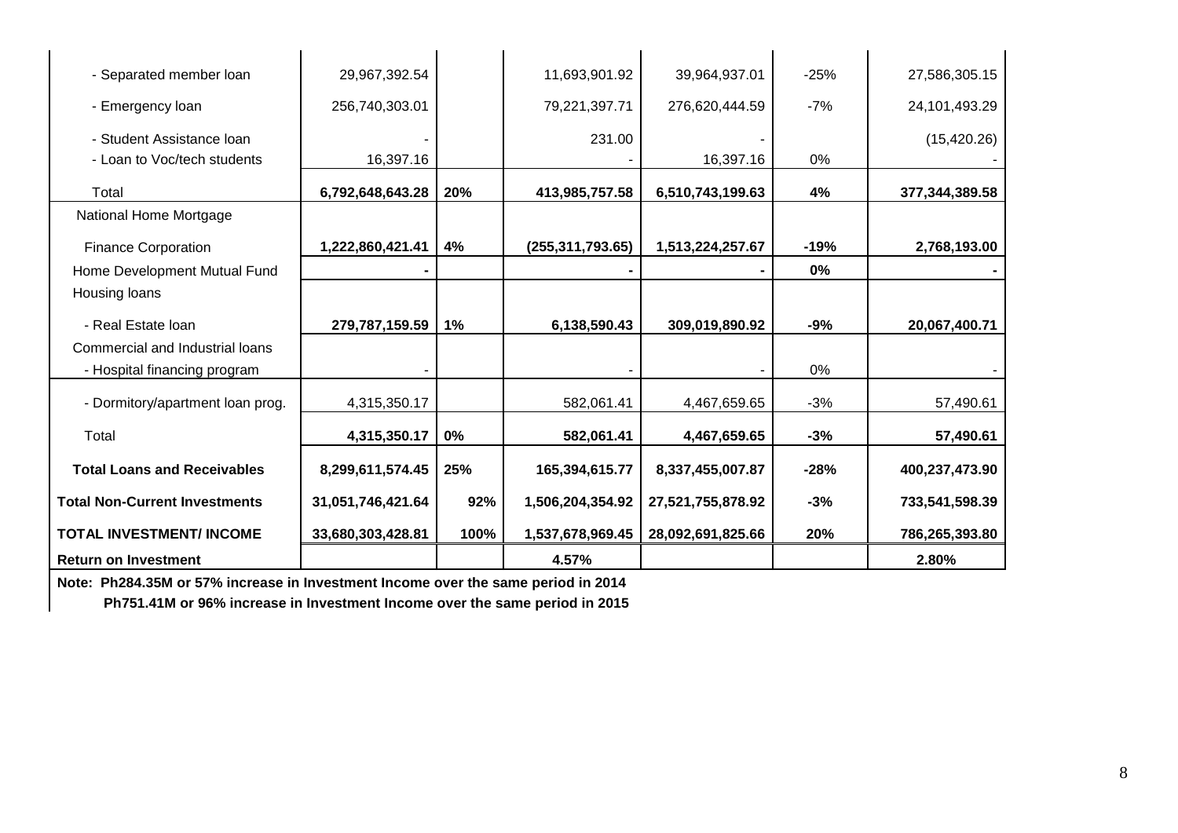| | | | | | | |
|---|---|---|---|---|---|---|
| - Separated member loan | 29,967,392.54 | | 11,693,901.92 | 39,964,937.01 | -25% | 27,586,305.15 |
| - Emergency loan | 256,740,303.01 | | 79,221,397.71 | 276,620,444.59 | -7% | 24,101,493.29 |
| - Student Assistance loan | - | | 231.00 | - | | (15,420.26) |
| - Loan to Voc/tech students | 16,397.16 | | - | 16,397.16 | 0% | - |
| Total | **6,792,648,643.28** | **20%** | **413,985,757.58** | **6,510,743,199.63** | **4%** | **377,344,389.58** |
| National Home Mortgage | | | | | | |
| Finance Corporation | **1,222,860,421.41** | **4%** | **(255,311,793.65)** | **1,513,224,257.67** | **-19%** | **2,768,193.00** |
| Home Development Mutual Fund | **-** | | **-** | **-** | **0%** | **-** |
| Housing loans | | | | | | |
| - Real Estate loan | **279,787,159.59** | **1%** | **6,138,590.43** | **309,019,890.92** | **-9%** | **20,067,400.71** |
| Commercial and Industrial loans | | | | | | |
| - Hospital financing program | - | | - | - | 0% | - |
| - Dormitory/apartment loan prog. | 4,315,350.17 | | 582,061.41 | 4,467,659.65 | -3% | 57,490.61 |
| Total | **4,315,350.17** | **0%** | **582,061.41** | **4,467,659.65** | **-3%** | **57,490.61** |
| **Total Loans and Receivables** | **8,299,611,574.45** | **25%** | **165,394,615.77** | **8,337,455,007.87** | **-28%** | **400,237,473.90** |
| **Total Non-Current Investments** | **31,051,746,421.64** | **92%** | **1,506,204,354.92** | **27,521,755,878.92** | **-3%** | **733,541,598.39** |
| **TOTAL INVESTMENT/ INCOME** | **33,680,303,428.81** | **100%** | **1,537,678,969.45** | **28,092,691,825.66** | **20%** | **786,265,393.80** |
| **Return on Investment** | | | **4.57%** | | | **2.80%** |

**Note: Ph284.35M or 57% increase in Investment Income over the same period in 2014**

**Ph751.41M or 96% increase in Investment Income over the same period in 2015**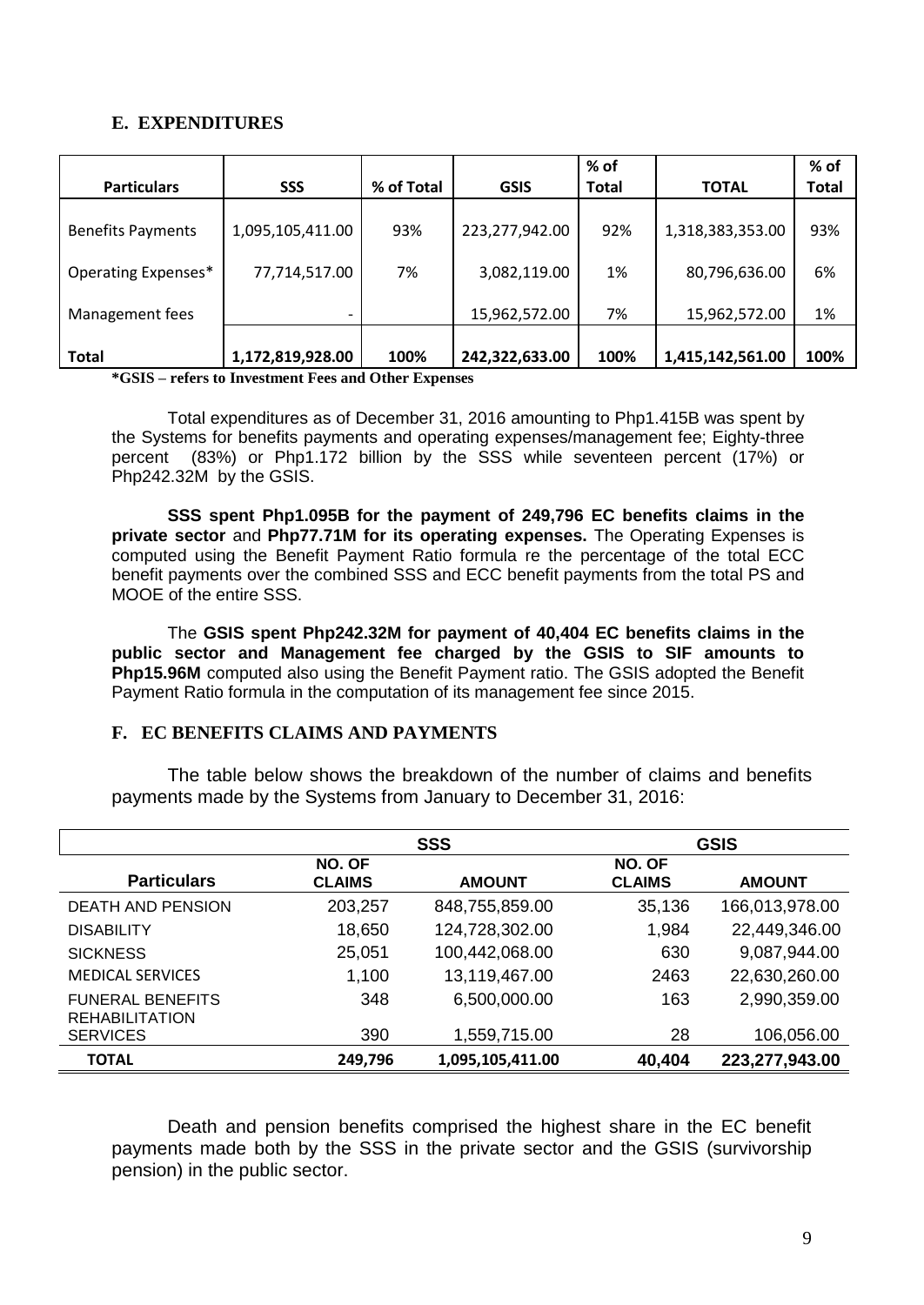## E. EXPENDITURES

| Particulars | SSS | % of Total | GSIS | % of Total | TOTAL | % of Total |
|---|---|---|---|---|---|---|
| Benefits Payments | 1,095,105,411.00 | 93% | 223,277,942.00 | 92% | 1,318,383,353.00 | 93% |
| Operating Expenses* | 77,714,517.00 | 7% | 3,082,119.00 | 1% | 80,796,636.00 | 6% |
| Management fees | - | | 15,962,572.00 | 7% | 15,962,572.00 | 1% |
| **Total** | **1,172,819,928.00** | **100%** | **242,322,633.00** | **100%** | **1,415,142,561.00** | **100%** |

***GSIS – refers to Investment Fees and Other Expenses**

Total expenditures as of December 31, 2016 amounting to Php1.415B was spent by the Systems for benefits payments and operating expenses/management fee; Eighty-three percent (83%) or Php1.172 billion by the SSS while seventeen percent (17%) or Php242.32M by the GSIS.

**SSS spent Php1.095B for the payment of 249,796 EC benefits claims in the private sector** and **Php77.71M for its operating expenses.** The Operating Expenses is computed using the Benefit Payment Ratio formula re the percentage of the total ECC benefit payments over the combined SSS and ECC benefit payments from the total PS and MOOE of the entire SSS.

The **GSIS spent Php242.32M for payment of 40,404 EC benefits claims in the public sector and Management fee charged by the GSIS to SIF amounts to Php15.96M** computed also using the Benefit Payment ratio. The GSIS adopted the Benefit Payment Ratio formula in the computation of its management fee since 2015.

## F. EC BENEFITS CLAIMS AND PAYMENTS

The table below shows the breakdown of the number of claims and benefits payments made by the Systems from January to December 31, 2016:

| | SSS | | GSIS | |
|---|---|---|---|---|
| **Particulars** | **NO. OF CLAIMS** | **AMOUNT** | **NO. OF CLAIMS** | **AMOUNT** |
| DEATH AND PENSION | 203,257 | 848,755,859.00 | 35,136 | 166,013,978.00 |
| DISABILITY | 18,650 | 124,728,302.00 | 1,984 | 22,449,346.00 |
| SICKNESS | 25,051 | 100,442,068.00 | 630 | 9,087,944.00 |
| MEDICAL SERVICES | 1,100 | 13,119,467.00 | 2463 | 22,630,260.00 |
| FUNERAL BENEFITS | 348 | 6,500,000.00 | 163 | 2,990,359.00 |
| REHABILITATION SERVICES | 390 | 1,559,715.00 | 28 | 106,056.00 |
| **TOTAL** | **249,796** | **1,095,105,411.00** | **40,404** | **223,277,943.00** |

Death and pension benefits comprised the highest share in the EC benefit payments made both by the SSS in the private sector and the GSIS (survivorship pension) in the public sector.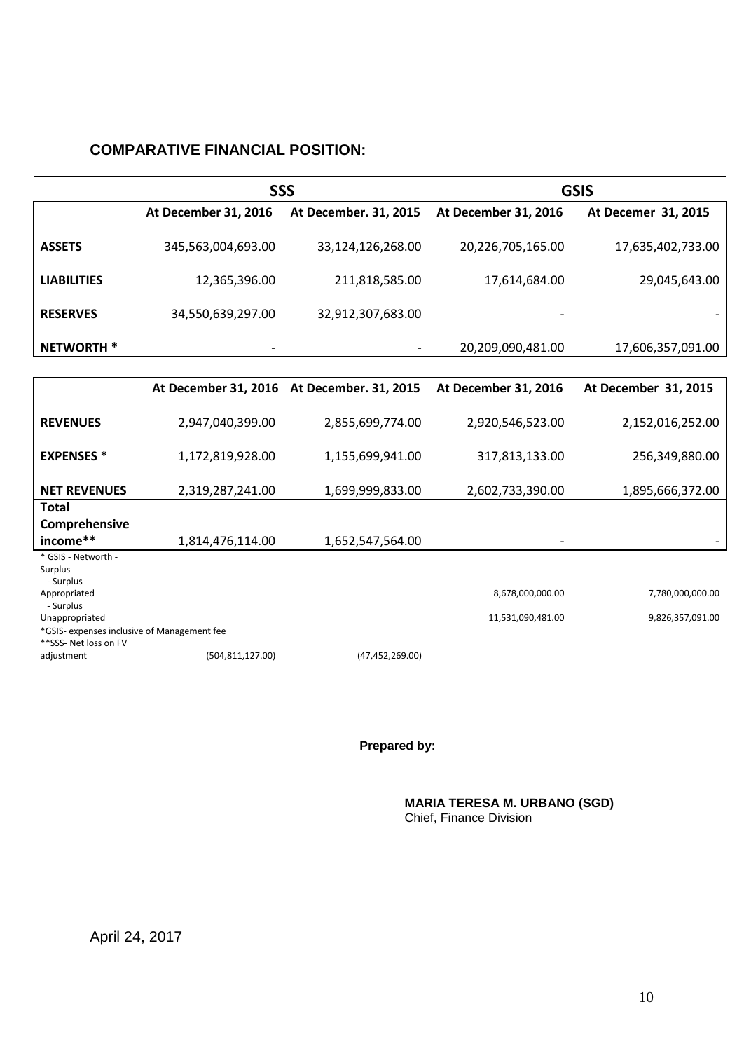## COMPARATIVE FINANCIAL POSITION:

| | SSS | | GSIS | |
|---|---|---|---|---|
| | At December 31, 2016 | At December. 31, 2015 | At December 31, 2016 | At Decemer 31, 2015 |
| **ASSETS** | 345,563,004,693.00 | 33,124,126,268.00 | 20,226,705,165.00 | 17,635,402,733.00 |
| **LIABILITIES** | 12,365,396.00 | 211,818,585.00 | 17,614,684.00 | 29,045,643.00 |
| **RESERVES** | 34,550,639,297.00 | 32,912,307,683.00 | - | - |
| **NETWORTH *** | - | - | 20,209,090,481.00 | 17,606,357,091.00 |

| | At December 31, 2016 | At December. 31, 2015 | At December 31, 2016 | At December 31, 2015 |
|---|---|---|---|---|
| **REVENUES** | 2,947,040,399.00 | 2,855,699,774.00 | 2,920,546,523.00 | 2,152,016,252.00 |
| **EXPENSES *** | 1,172,819,928.00 | 1,155,699,941.00 | 317,813,133.00 | 256,349,880.00 |
| **NET REVENUES** | 2,319,287,241.00 | 1,699,999,833.00 | 2,602,733,390.00 | 1,895,666,372.00 |
| **Total Comprehensive income**** | 1,814,476,114.00 | 1,652,547,564.00 | - | - |
| * GSIS - Networth - Surplus | | | | |
| - Surplus Appropriated | | | 8,678,000,000.00 | 7,780,000,000.00 |
| - Surplus Unappropriated | | | 11,531,090,481.00 | 9,826,357,091.00 |
| *GSIS- expenses inclusive of Management fee | | | | |
| **SSS- Net loss on FV adjustment | (504,811,127.00) | (47,452,269.00) | | |

**Prepared by:**

**MARIA TERESA M. URBANO (SGD)**
Chief, Finance Division

April 24, 2017